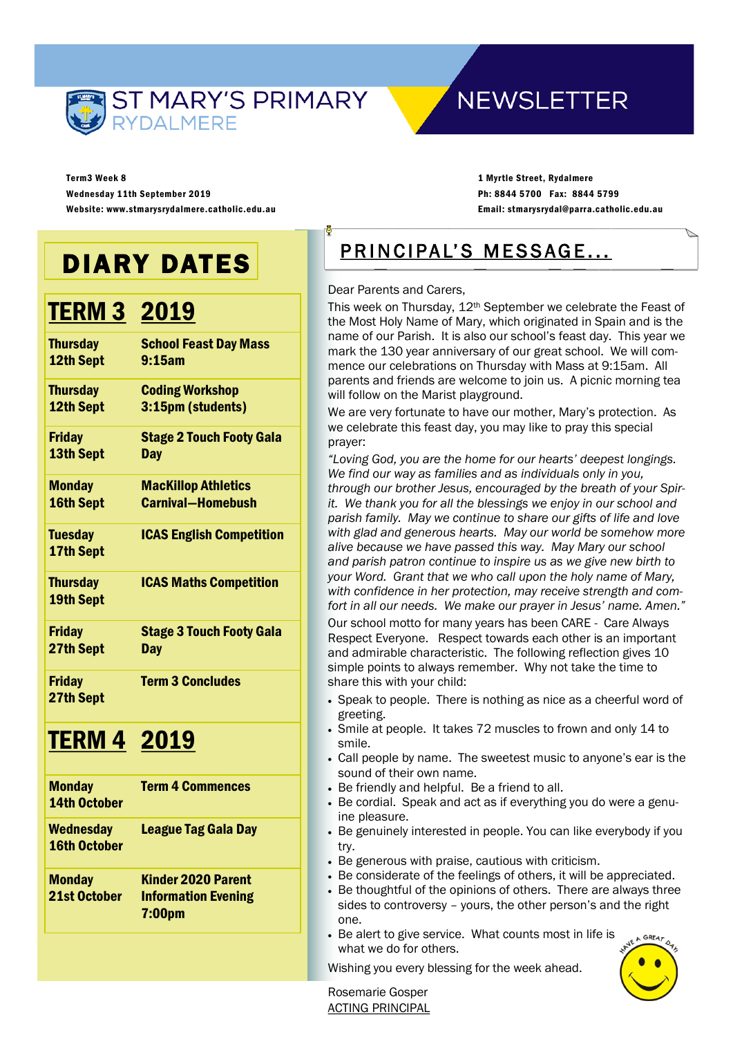# ST MARY'S PRIMARY RYDALMERE

# NEWSLETTER

Term3 Week 8
Wednesday 11th September 2019
Website: www.stmarysrydalmere.catholic.edu.au

1 Myrtle Street, Rydalmere
Ph: 8844 5700 Fax: 8844 5799
Email: stmarysrydal@parra.catholic.edu.au

## DIARY DATES

### TERM 3 2019

| | |
|---|---|
| **Thursday 12th Sept** | **School Feast Day Mass 9:15am** |
| **Thursday 12th Sept** | **Coding Workshop 3:15pm (students)** |
| **Friday 13th Sept** | **Stage 2 Touch Footy Gala Day** |
| **Monday 16th Sept** | **MacKillop Athletics Carnival—Homebush** |
| **Tuesday 17th Sept** | **ICAS English Competition** |
| **Thursday 19th Sept** | **ICAS Maths Competition** |
| **Friday 27th Sept** | **Stage 3 Touch Footy Gala Day** |
| **Friday 27th Sept** | **Term 3 Concludes** |

### TERM 4 2019

| | |
|---|---|
| **Monday 14th October** | **Term 4 Commences** |
| **Wednesday 16th October** | **League Tag Gala Day** |
| **Monday 21st October** | **Kinder 2020 Parent Information Evening 7:00pm** |

## PRINCIPAL'S MESSAGE...

Dear Parents and Carers,

This week on Thursday, 12th September we celebrate the Feast of the Most Holy Name of Mary, which originated in Spain and is the name of our Parish. It is also our school's feast day. This year we mark the 130 year anniversary of our great school. We will commence our celebrations on Thursday with Mass at 9:15am. All parents and friends are welcome to join us. A picnic morning tea will follow on the Marist playground.

We are very fortunate to have our mother, Mary's protection. As we celebrate this feast day, you may like to pray this special prayer:

*"Loving God, you are the home for our hearts' deepest longings. We find our way as families and as individuals only in you, through our brother Jesus, encouraged by the breath of your Spirit. We thank you for all the blessings we enjoy in our school and parish family. May we continue to share our gifts of life and love with glad and generous hearts. May our world be somehow more alive because we have passed this way. May Mary our school and parish patron continue to inspire us as we give new birth to your Word. Grant that we who call upon the holy name of Mary, with confidence in her protection, may receive strength and comfort in all our needs. We make our prayer in Jesus' name. Amen."*

Our school motto for many years has been CARE - Care Always Respect Everyone. Respect towards each other is an important and admirable characteristic. The following reflection gives 10 simple points to always remember. Why not take the time to share this with your child:

- Speak to people. There is nothing as nice as a cheerful word of greeting.
- Smile at people. It takes 72 muscles to frown and only 14 to smile.
- Call people by name. The sweetest music to anyone's ear is the sound of their own name.
- Be friendly and helpful. Be a friend to all.
- Be cordial. Speak and act as if everything you do were a genuine pleasure.
- Be genuinely interested in people. You can like everybody if you try.
- Be generous with praise, cautious with criticism.
- Be considerate of the feelings of others, it will be appreciated.
- Be thoughtful of the opinions of others. There are always three sides to controversy – yours, the other person's and the right one.
- Be alert to give service. What counts most in life is what we do for others.

Wishing you every blessing for the week ahead.

Rosemarie Gosper
ACTING PRINCIPAL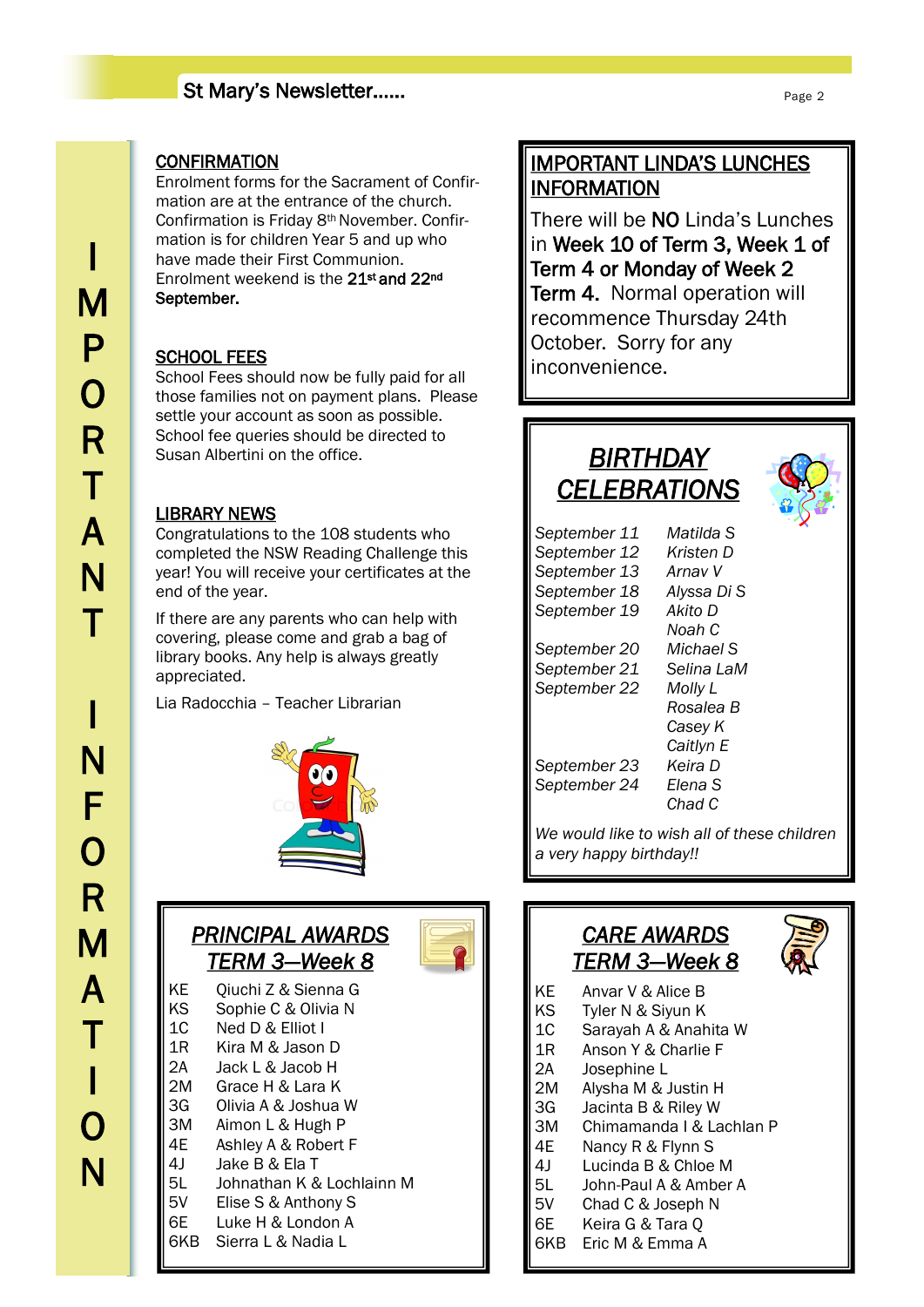# IMPORTANT INFORMATION

## CONFIRMATION

Enrolment forms for the Sacrament of Confirmation are at the entrance of the church. Confirmation is Friday 8th November. Confirmation is for children Year 5 and up who have made their First Communion. Enrolment weekend is the **21st and 22nd September.**

## SCHOOL FEES

School Fees should now be fully paid for all those families not on payment plans. Please settle your account as soon as possible. School fee queries should be directed to Susan Albertini on the office.

## LIBRARY NEWS

Congratulations to the 108 students who completed the NSW Reading Challenge this year! You will receive your certificates at the end of the year.

If there are any parents who can help with covering, please come and grab a bag of library books. Any help is always greatly appreciated.

Lia Radocchia – Teacher Librarian

## IMPORTANT LINDA'S LUNCHES INFORMATION

There will be **NO** Linda's Lunches in **Week 10 of Term 3, Week 1 of Term 4 or Monday of Week 2 Term 4.** Normal operation will recommence Thursday 24th October. Sorry for any inconvenience.

## *BIRTHDAY CELEBRATIONS*

| | |
|---|---|
| *September 11* | *Matilda S* |
| *September 12* | *Kristen D* |
| *September 13* | *Arnav V* |
| *September 18* | *Alyssa Di S* |
| *September 19* | *Akito D* |
| | *Noah C* |
| *September 20* | *Michael S* |
| *September 21* | *Selina LaM* |
| *September 22* | *Molly L* |
| | *Rosalea B* |
| | *Casey K* |
| | *Caitlyn E* |
| *September 23* | *Keira D* |
| *September 24* | *Elena S* |
| | *Chad C* |

*We would like to wish all of these children a very happy birthday!!*

## *PRINCIPAL AWARDS TERM 3—Week 8*

| | |
|---|---|
| KE | Qiuchi Z & Sienna G |
| KS | Sophie C & Olivia N |
| 1C | Ned D & Elliot I |
| 1R | Kira M & Jason D |
| 2A | Jack L & Jacob H |
| 2M | Grace H & Lara K |
| 3G | Olivia A & Joshua W |
| 3M | Aimon L & Hugh P |
| 4E | Ashley A & Robert F |
| 4J | Jake B & Ela T |
| 5L | Johnathan K & Lochlainn M |
| 5V | Elise S & Anthony S |
| 6E | Luke H & London A |
| 6KB | Sierra L & Nadia L |

## *CARE AWARDS TERM 3—Week 8*

| | |
|---|---|
| KE | Anvar V & Alice B |
| KS | Tyler N & Siyun K |
| 1C | Sarayah A & Anahita W |
| 1R | Anson Y & Charlie F |
| 2A | Josephine L |
| 2M | Alysha M & Justin H |
| 3G | Jacinta B & Riley W |
| 3M | Chimamanda I & Lachlan P |
| 4E | Nancy R & Flynn S |
| 4J | Lucinda B & Chloe M |
| 5L | John-Paul A & Amber A |
| 5V | Chad C & Joseph N |
| 6E | Keira G & Tara Q |
| 6KB | Eric M & Emma A |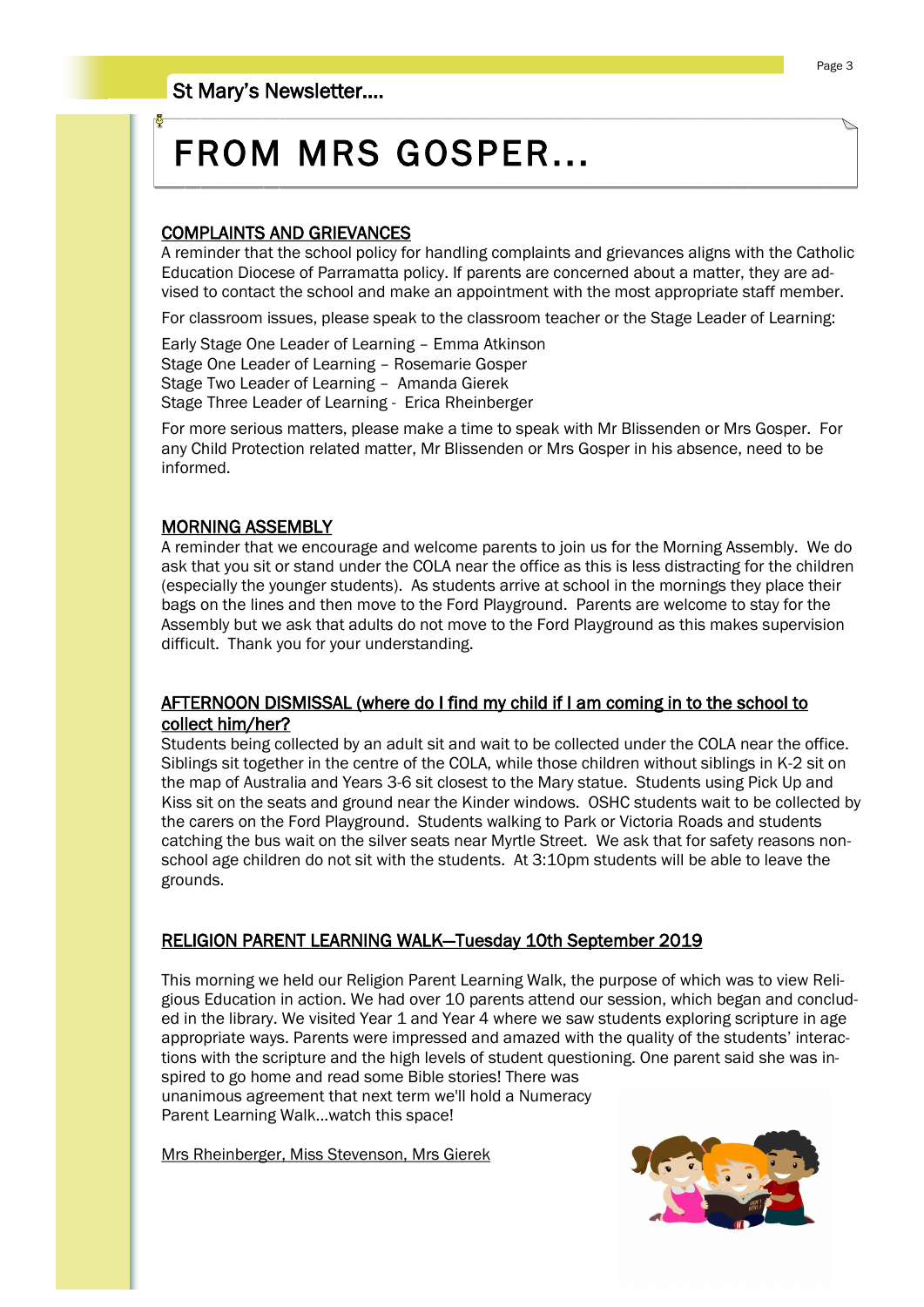# FROM MRS GOSPER...

## COMPLAINTS AND GRIEVANCES

A reminder that the school policy for handling complaints and grievances aligns with the Catholic Education Diocese of Parramatta policy. If parents are concerned about a matter, they are advised to contact the school and make an appointment with the most appropriate staff member.

For classroom issues, please speak to the classroom teacher or the Stage Leader of Learning:

Early Stage One Leader of Learning – Emma Atkinson
Stage One Leader of Learning – Rosemarie Gosper
Stage Two Leader of Learning – Amanda Gierek
Stage Three Leader of Learning - Erica Rheinberger

For more serious matters, please make a time to speak with Mr Blissenden or Mrs Gosper. For any Child Protection related matter, Mr Blissenden or Mrs Gosper in his absence, need to be informed.

## MORNING ASSEMBLY

A reminder that we encourage and welcome parents to join us for the Morning Assembly. We do ask that you sit or stand under the COLA near the office as this is less distracting for the children (especially the younger students). As students arrive at school in the mornings they place their bags on the lines and then move to the Ford Playground. Parents are welcome to stay for the Assembly but we ask that adults do not move to the Ford Playground as this makes supervision difficult. Thank you for your understanding.

## AFTERNOON DISMISSAL (where do I find my child if I am coming in to the school to collect him/her?

Students being collected by an adult sit and wait to be collected under the COLA near the office. Siblings sit together in the centre of the COLA, while those children without siblings in K-2 sit on the map of Australia and Years 3-6 sit closest to the Mary statue. Students using Pick Up and Kiss sit on the seats and ground near the Kinder windows. OSHC students wait to be collected by the carers on the Ford Playground. Students walking to Park or Victoria Roads and students catching the bus wait on the silver seats near Myrtle Street. We ask that for safety reasons non-school age children do not sit with the students. At 3:10pm students will be able to leave the grounds.

## RELIGION PARENT LEARNING WALK—Tuesday 10th September 2019

This morning we held our Religion Parent Learning Walk, the purpose of which was to view Religious Education in action. We had over 10 parents attend our session, which began and concluded in the library. We visited Year 1 and Year 4 where we saw students exploring scripture in age appropriate ways. Parents were impressed and amazed with the quality of the students' interactions with the scripture and the high levels of student questioning. One parent said she was inspired to go home and read some Bible stories! There was unanimous agreement that next term we'll hold a Numeracy Parent Learning Walk...watch this space!

Mrs Rheinberger, Miss Stevenson, Mrs Gierek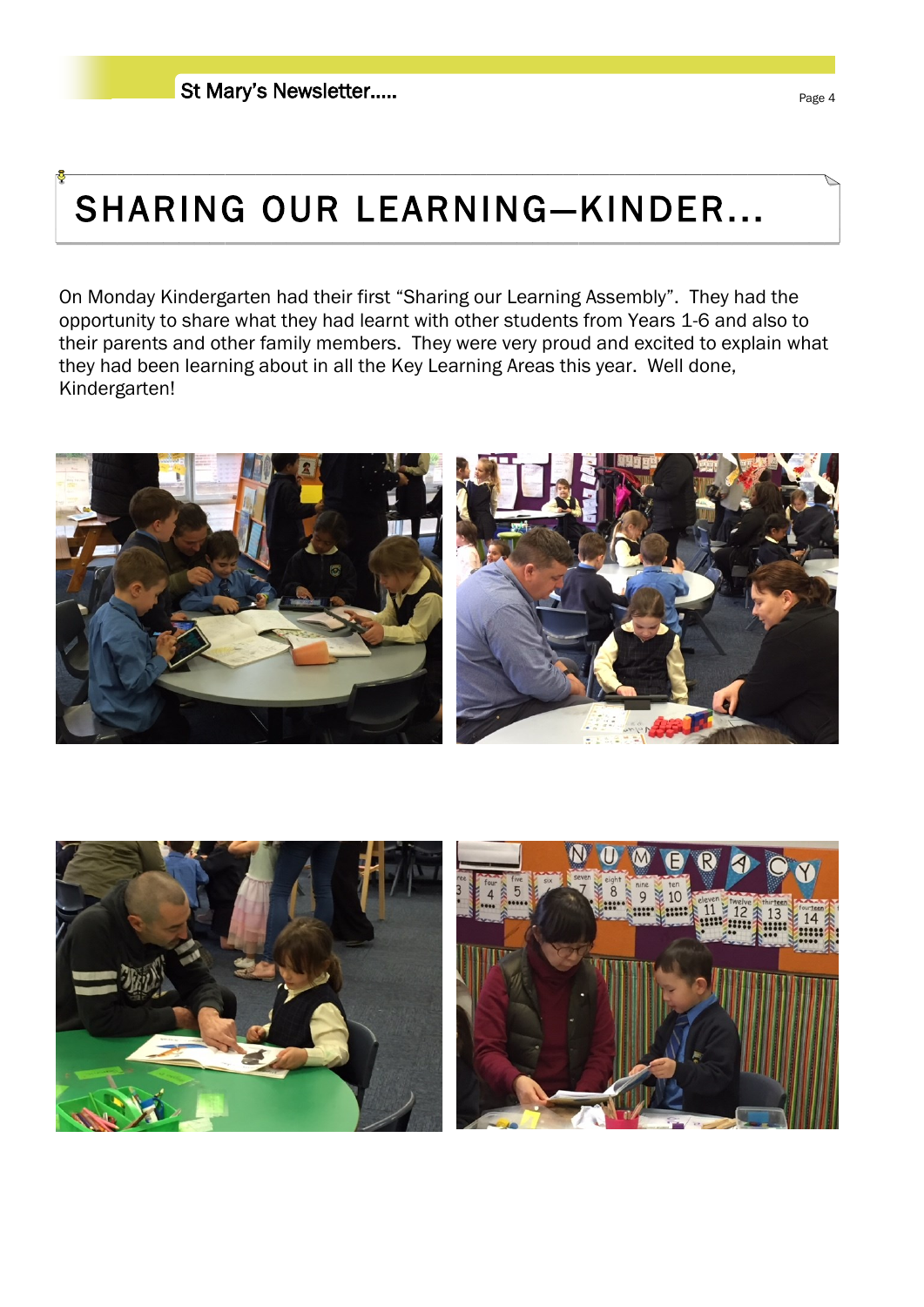# SHARING OUR LEARNING—KINDER...

On Monday Kindergarten had their first "Sharing our Learning Assembly". They had the opportunity to share what they had learnt with other students from Years 1-6 and also to their parents and other family members. They were very proud and excited to explain what they had been learning about in all the Key Learning Areas this year. Well done, Kindergarten!